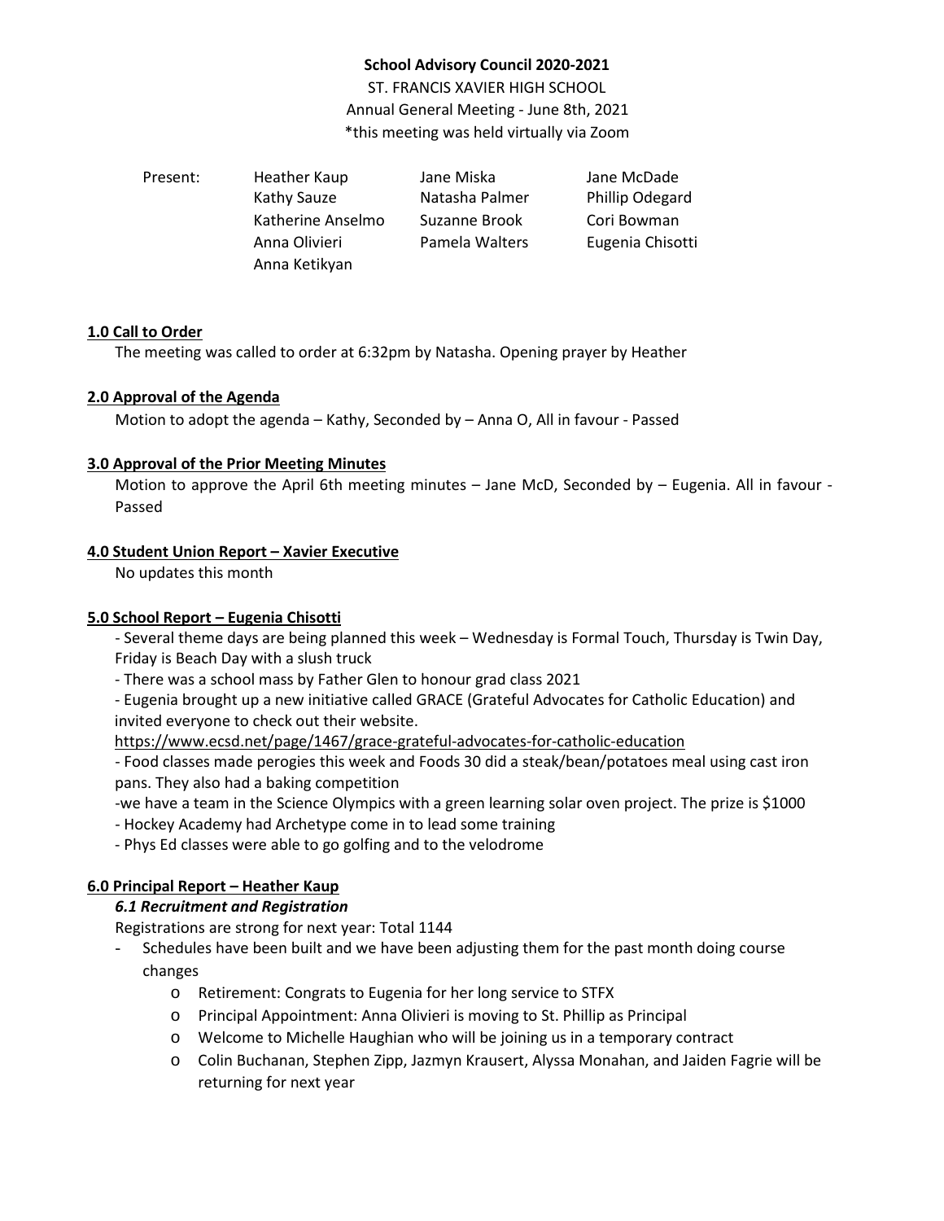**School Advisory Council 2020-2021**

ST. FRANCIS XAVIER HIGH SCHOOL

Annual General Meeting - June 8th, 2021

*this meeting was held virtually via Zoom

| Present: | Heather Kaup | Jane Miska | Jane McDade |
|---|---|---|---|
| | Kathy Sauze | Natasha Palmer | Phillip Odegard |
| | Katherine Anselmo | Suzanne Brook | Cori Bowman |
| | Anna Olivieri | Pamela Walters | Eugenia Chisotti |
| | Anna Ketikyan | | |

## 1.0 Call to Order

The meeting was called to order at 6:32pm by Natasha. Opening prayer by Heather

## 2.0 Approval of the Agenda

Motion to adopt the agenda – Kathy, Seconded by – Anna O, All in favour - Passed

## 3.0 Approval of the Prior Meeting Minutes

Motion to approve the April 6th meeting minutes – Jane McD, Seconded by – Eugenia. All in favour - Passed

## 4.0 Student Union Report – Xavier Executive

No updates this month

## 5.0 School Report – Eugenia Chisotti

- Several theme days are being planned this week – Wednesday is Formal Touch, Thursday is Twin Day, Friday is Beach Day with a slush truck
- There was a school mass by Father Glen to honour grad class 2021
- Eugenia brought up a new initiative called GRACE (Grateful Advocates for Catholic Education) and invited everyone to check out their website. https://www.ecsd.net/page/1467/grace-grateful-advocates-for-catholic-education
- Food classes made perogies this week and Foods 30 did a steak/bean/potatoes meal using cast iron pans. They also had a baking competition
- we have a team in the Science Olympics with a green learning solar oven project. The prize is $1000
- Hockey Academy had Archetype come in to lead some training
- Phys Ed classes were able to go golfing and to the velodrome

## 6.0 Principal Report – Heather Kaup

### *6.1 Recruitment and Registration*

Registrations are strong for next year: Total 1144

- Schedules have been built and we have been adjusting them for the past month doing course changes
    - Retirement: Congrats to Eugenia for her long service to STFX
    - Principal Appointment: Anna Olivieri is moving to St. Phillip as Principal
    - Welcome to Michelle Haughian who will be joining us in a temporary contract
    - Colin Buchanan, Stephen Zipp, Jazmyn Krausert, Alyssa Monahan, and Jaiden Fagrie will be returning for next year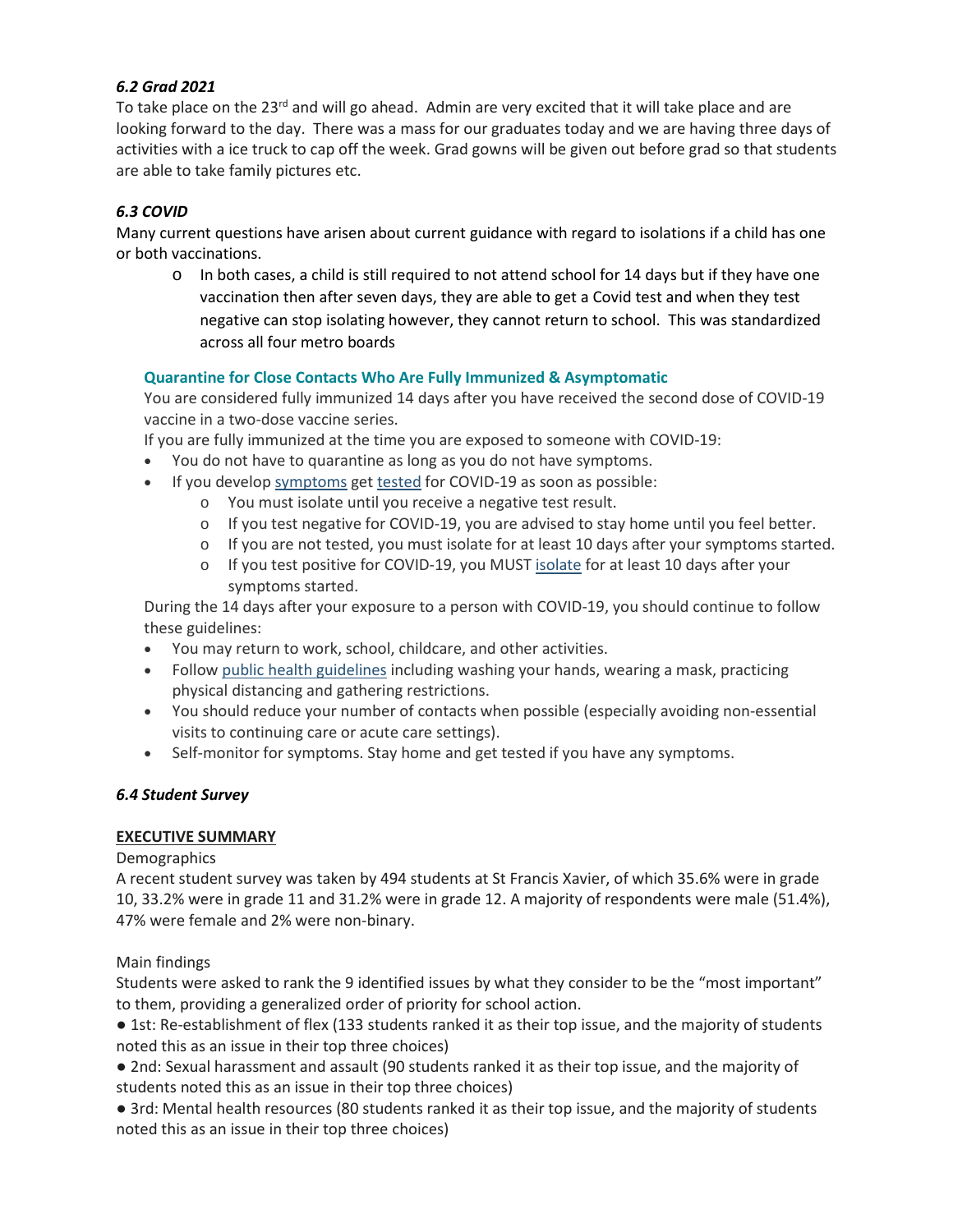### *6.2 Grad 2021*

To take place on the 23rd and will go ahead. Admin are very excited that it will take place and are looking forward to the day. There was a mass for our graduates today and we are having three days of activities with a ice truck to cap off the week. Grad gowns will be given out before grad so that students are able to take family pictures etc.

### *6.3 COVID*

Many current questions have arisen about current guidance with regard to isolations if a child has one or both vaccinations.

- In both cases, a child is still required to not attend school for 14 days but if they have one vaccination then after seven days, they are able to get a Covid test and when they test negative can stop isolating however, they cannot return to school. This was standardized across all four metro boards

**Quarantine for Close Contacts Who Are Fully Immunized & Asymptomatic**

You are considered fully immunized 14 days after you have received the second dose of COVID-19 vaccine in a two-dose vaccine series.

If you are fully immunized at the time you are exposed to someone with COVID-19:

- You do not have to quarantine as long as you do not have symptoms.
- If you develop symptoms get tested for COVID-19 as soon as possible:
  - You must isolate until you receive a negative test result.
  - If you test negative for COVID-19, you are advised to stay home until you feel better.
  - If you are not tested, you must isolate for at least 10 days after your symptoms started.
  - If you test positive for COVID-19, you MUST isolate for at least 10 days after your symptoms started.

During the 14 days after your exposure to a person with COVID-19, you should continue to follow these guidelines:

- You may return to work, school, childcare, and other activities.
- Follow public health guidelines including washing your hands, wearing a mask, practicing physical distancing and gathering restrictions.
- You should reduce your number of contacts when possible (especially avoiding non-essential visits to continuing care or acute care settings).
- Self-monitor for symptoms. Stay home and get tested if you have any symptoms.

### *6.4 Student Survey*

**EXECUTIVE SUMMARY**

Demographics

A recent student survey was taken by 494 students at St Francis Xavier, of which 35.6% were in grade 10, 33.2% were in grade 11 and 31.2% were in grade 12. A majority of respondents were male (51.4%), 47% were female and 2% were non-binary.

Main findings

Students were asked to rank the 9 identified issues by what they consider to be the "most important" to them, providing a generalized order of priority for school action.

● 1st: Re-establishment of flex (133 students ranked it as their top issue, and the majority of students noted this as an issue in their top three choices)

● 2nd: Sexual harassment and assault (90 students ranked it as their top issue, and the majority of students noted this as an issue in their top three choices)

● 3rd: Mental health resources (80 students ranked it as their top issue, and the majority of students noted this as an issue in their top three choices)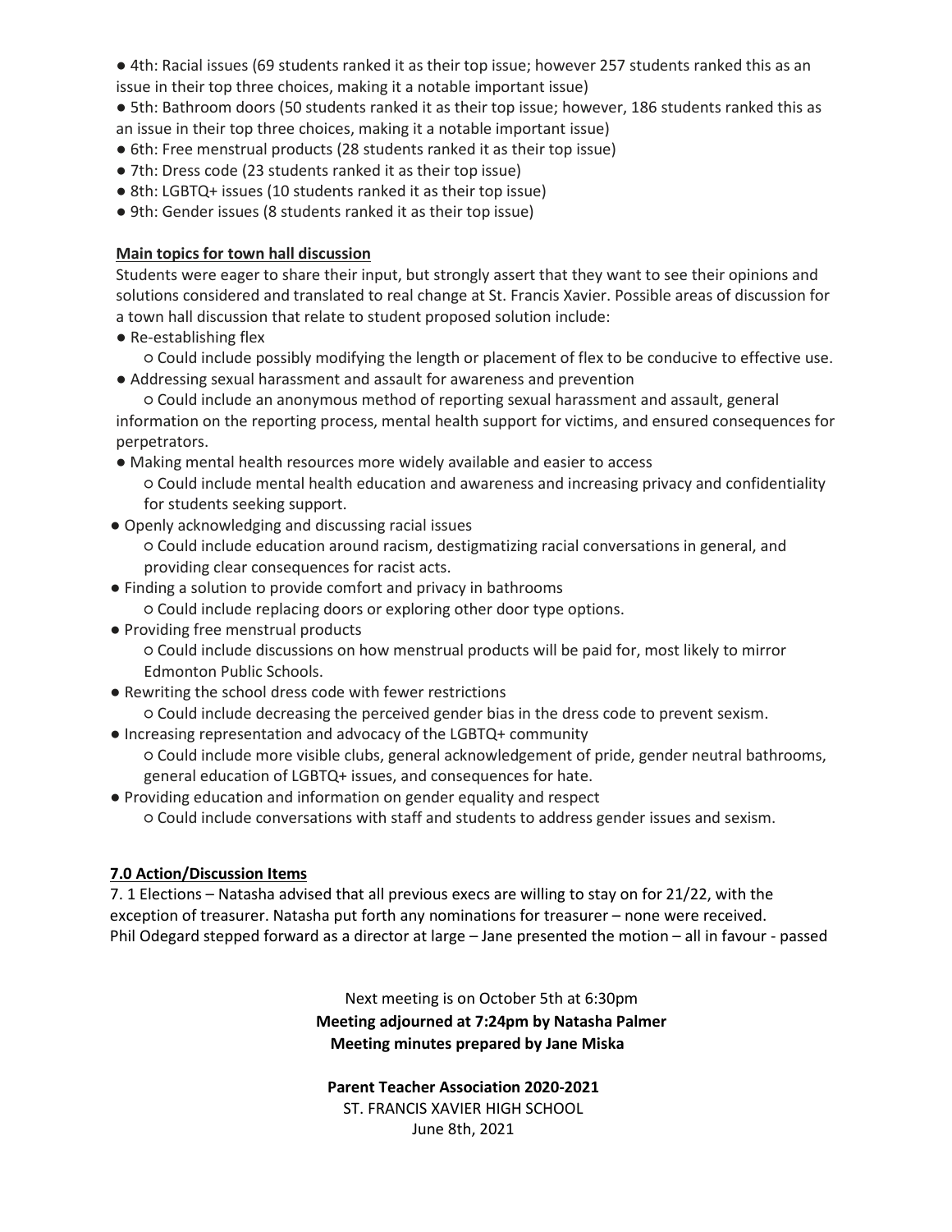- 4th: Racial issues (69 students ranked it as their top issue; however 257 students ranked this as an issue in their top three choices, making it a notable important issue)
- 5th: Bathroom doors (50 students ranked it as their top issue; however, 186 students ranked this as an issue in their top three choices, making it a notable important issue)
- 6th: Free menstrual products (28 students ranked it as their top issue)
- 7th: Dress code (23 students ranked it as their top issue)
- 8th: LGBTQ+ issues (10 students ranked it as their top issue)
- 9th: Gender issues (8 students ranked it as their top issue)

**Main topics for town hall discussion**

Students were eager to share their input, but strongly assert that they want to see their opinions and solutions considered and translated to real change at St. Francis Xavier. Possible areas of discussion for a town hall discussion that relate to student proposed solution include:

- Re-establishing flex
  - Could include possibly modifying the length or placement of flex to be conducive to effective use.
- Addressing sexual harassment and assault for awareness and prevention
  - Could include an anonymous method of reporting sexual harassment and assault, general information on the reporting process, mental health support for victims, and ensured consequences for perpetrators.
- Making mental health resources more widely available and easier to access
  - Could include mental health education and awareness and increasing privacy and confidentiality for students seeking support.
- Openly acknowledging and discussing racial issues
  - Could include education around racism, destigmatizing racial conversations in general, and providing clear consequences for racist acts.
- Finding a solution to provide comfort and privacy in bathrooms
  - Could include replacing doors or exploring other door type options.
- Providing free menstrual products
  - Could include discussions on how menstrual products will be paid for, most likely to mirror Edmonton Public Schools.
- Rewriting the school dress code with fewer restrictions
  - Could include decreasing the perceived gender bias in the dress code to prevent sexism.
- Increasing representation and advocacy of the LGBTQ+ community
  - Could include more visible clubs, general acknowledgement of pride, gender neutral bathrooms, general education of LGBTQ+ issues, and consequences for hate.
- Providing education and information on gender equality and respect
  - Could include conversations with staff and students to address gender issues and sexism.

**7.0 Action/Discussion Items**

7. 1 Elections – Natasha advised that all previous execs are willing to stay on for 21/22, with the exception of treasurer. Natasha put forth any nominations for treasurer – none were received.
Phil Odegard stepped forward as a director at large – Jane presented the motion – all in favour - passed

Next meeting is on October 5th at 6:30pm

**Meeting adjourned at 7:24pm by Natasha Palmer**

**Meeting minutes prepared by Jane Miska**

**Parent Teacher Association 2020-2021**

ST. FRANCIS XAVIER HIGH SCHOOL

June 8th, 2021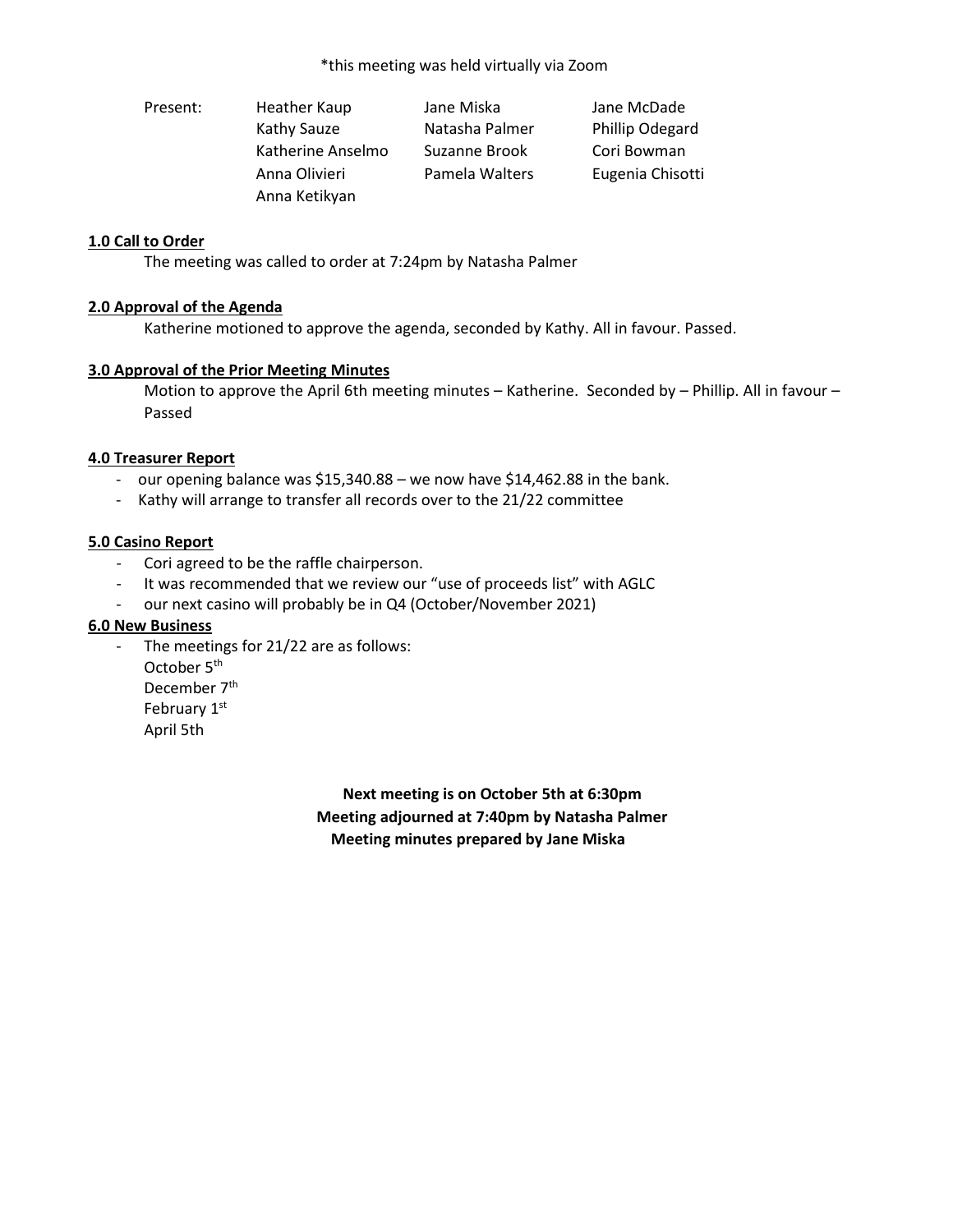*this meeting was held virtually via Zoom

| | | | |
|---|---|---|---|
| Present: | Heather Kaup | Jane Miska | Jane McDade |
| | Kathy Sauze | Natasha Palmer | Phillip Odegard |
| | Katherine Anselmo | Suzanne Brook | Cori Bowman |
| | Anna Olivieri | Pamela Walters | Eugenia Chisotti |
| | Anna Ketikyan | | |

**1.0 Call to Order**

The meeting was called to order at 7:24pm by Natasha Palmer

**2.0 Approval of the Agenda**

Katherine motioned to approve the agenda, seconded by Kathy. All in favour. Passed.

**3.0 Approval of the Prior Meeting Minutes**

Motion to approve the April 6th meeting minutes – Katherine. Seconded by – Phillip. All in favour – Passed

**4.0 Treasurer Report**

- our opening balance was $15,340.88 – we now have $14,462.88 in the bank.
- Kathy will arrange to transfer all records over to the 21/22 committee

**5.0 Casino Report**

- Cori agreed to be the raffle chairperson.
- It was recommended that we review our "use of proceeds list" with AGLC
- our next casino will probably be in Q4 (October/November 2021)

**6.0 New Business**

- The meetings for 21/22 are as follows:
  October 5th
  December 7th
  February 1st
  April 5th

**Next meeting is on October 5th at 6:30pm**
**Meeting adjourned at 7:40pm by Natasha Palmer**
**Meeting minutes prepared by Jane Miska**